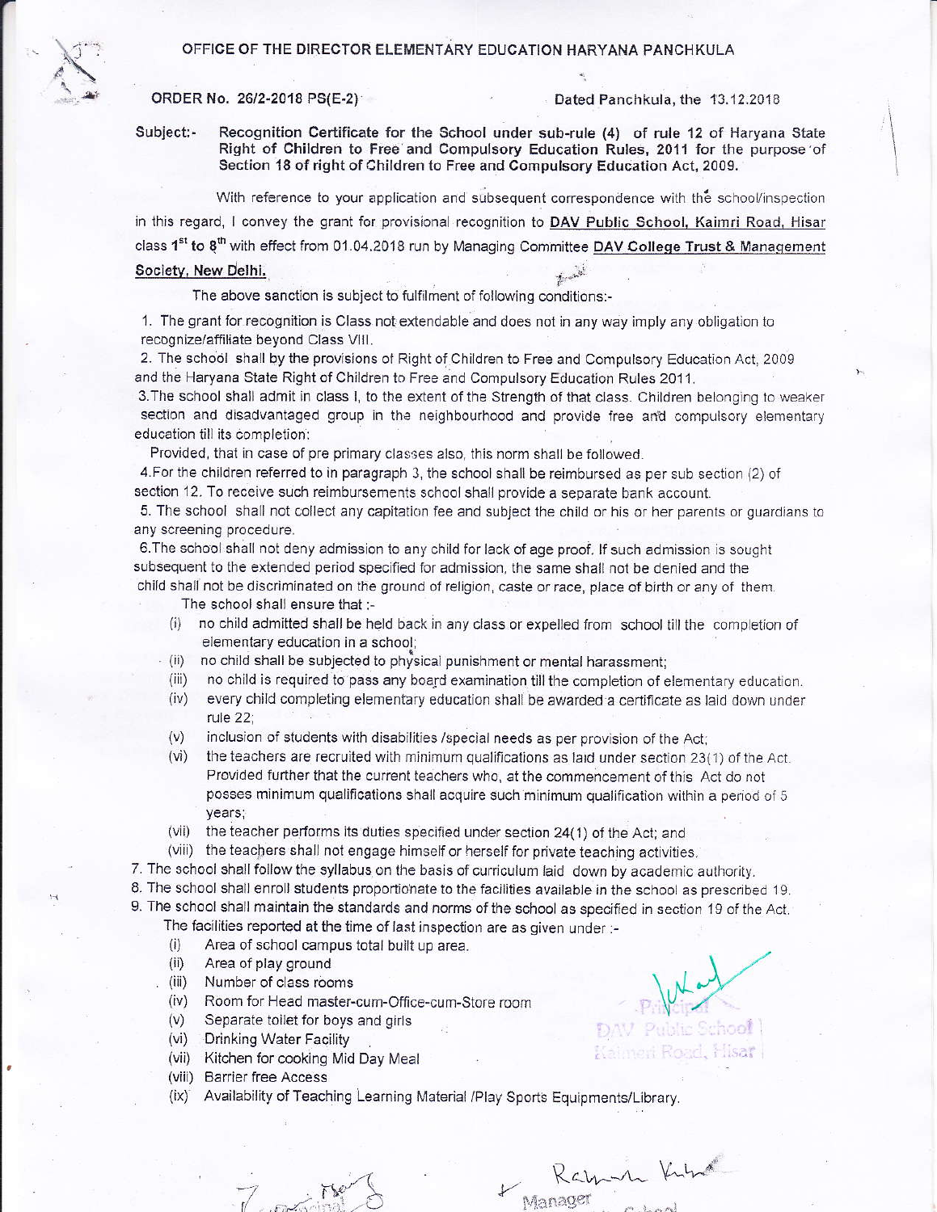# OFFICE OF THE DIRECTOR ELEMENTARY EDUCATION HARYANA PANCHKULA

ORDER No. 26/2-2018 PS(E-2)    Dated Panchkula, the 13.12.2018

**Subject:-** **Recognition Certificate for the School under sub-rule (4) of rule 12 of Haryana State Right of Children to Free and Compulsory Education Rules, 2011 for the purpose of Section 18 of right of Children to Free and Compulsory Education Act, 2009.**

With reference to your application and subsequent correspondence with the school/inspection in this regard, I convey the grant for provisional recognition to **DAV Public School, Kaimri Road, Hisar** class **1st to 8th** with effect from 01.04.2018 run by Managing Committee **DAV College Trust & Management Society, New Delhi.**

The above sanction is subject to fulfilment of following conditions:-

1. The grant for recognition is Class not extendable and does not in any way imply any obligation to recognize/affiliate beyond Class VIII.
2. The school shall by the provisions of Right of Children to Free and Compulsory Education Act, 2009 and the Haryana State Right of Children to Free and Compulsory Education Rules 2011.
3. The school shall admit in class I, to the extent of the Strength of that class. Children belonging to weaker section and disadvantaged group in the neighbourhood and provide free and compulsory elementary education till its completion:

   Provided, that in case of pre primary classes also, this norm shall be followed.
4. For the children referred to in paragraph 3, the school shall be reimbursed as per sub section (2) of section 12. To receive such reimbursements school shall provide a separate bank account.
5. The school shall not collect any capitation fee and subject the child or his or her parents or guardians to any screening procedure.
6. The school shall not deny admission to any child for lack of age proof. If such admission is sought subsequent to the extended period specified for admission, the same shall not be denied and the child shall not be discriminated on the ground of religion, caste or race, place of birth or any of them.

   The school shall ensure that :-
   - (i) no child admitted shall be held back in any class or expelled from school till the completion of elementary education in a school;
   - (ii) no child shall be subjected to physical punishment or mental harassment;
   - (iii) no child is required to pass any board examination till the completion of elementary education.
   - (iv) every child completing elementary education shall be awarded a certificate as laid down under rule 22;
   - (v) inclusion of students with disabilities /special needs as per provision of the Act;
   - (vi) the teachers are recruited with minimum qualifications as laid under section 23(1) of the Act. Provided further that the current teachers who, at the commencement of this Act do not posses minimum qualifications shall acquire such minimum qualification within a period of 5 years;
   - (vii) the teacher performs its duties specified under section 24(1) of the Act; and
   - (viii) the teachers shall not engage himself or herself for private teaching activities.
7. The school shall follow the syllabus on the basis of curriculum laid down by academic authority.
8. The school shall enroll students proportionate to the facilities available in the school as prescribed 19.
9. The school shall maintain the standards and norms of the school as specified in section 19 of the Act.

   The facilities reported at the time of last inspection are as given under :-
   - (i) Area of school campus total built up area.
   - (ii) Area of play ground
   - (iii) Number of class rooms
   - (iv) Room for Head master-cum-Office-cum-Store room
   - (v) Separate toilet for boys and girls
   - (vi) Drinking Water Facility
   - (vii) Kitchen for cooking Mid Day Meal
   - (viii) Barrier free Access
   - (ix) Availability of Teaching Learning Material /Play Sports Equipments/Library.

Principal
DAV Public School
Kaimri Road, Hisar

Manager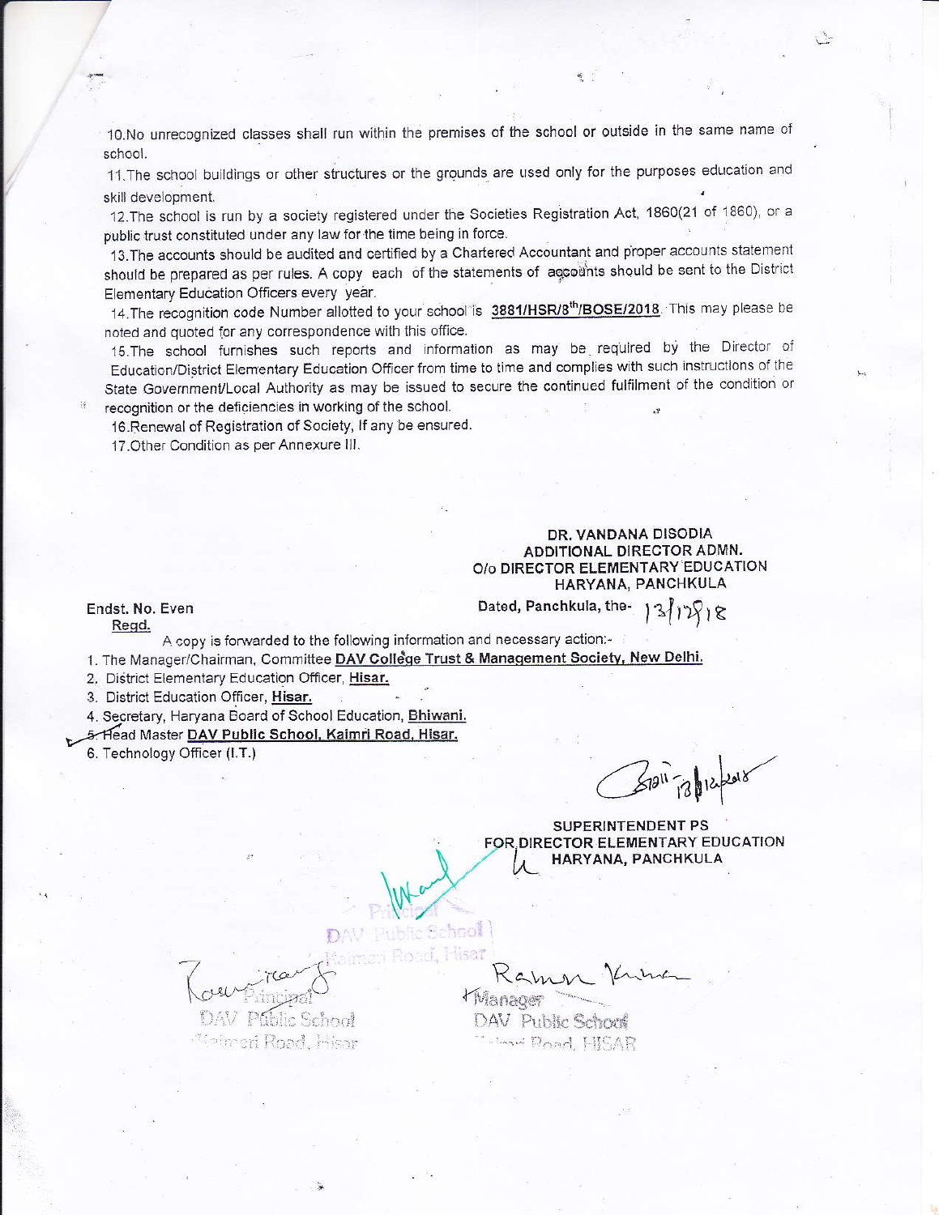10.No unrecognized classes shall run within the premises of the school or outside in the same name of school.

11.The school buildings or other structures or the grounds are used only for the purposes education and skill development.

12.The school is run by a society registered under the Societies Registration Act, 1860(21 of 1860), or a public trust constituted under any law for the time being in force.

13.The accounts should be audited and certified by a Chartered Accountant and proper accounts statement should be prepared as per rules. A copy each of the statements of accounts should be sent to the District Elementary Education Officers every year.

14.The recognition code Number allotted to your school is **3881/HSR/8th/BOSE/2018**. This may please be noted and quoted for any correspondence with this office.

15.The school furnishes such reports and information as may be required by the Director of Education/District Elementary Education Officer from time to time and complies with such instructions of the State Government/Local Authority as may be issued to secure the continued fulfilment of the condition or recognition or the deficiencies in working of the school.

16.Renewal of Registration of Society, If any be ensured.

17.Other Condition as per Annexure III.

**DR. VANDANA DISODIA**
**ADDITIONAL DIRECTOR ADMN.**
**O/o DIRECTOR ELEMENTARY EDUCATION**
**HARYANA, PANCHKULA**

**Endst. No. Even** **Dated, Panchkula, the-** 13/12/18
**Regd.**

A copy is forwarded to the following information and necessary action:-

1. The Manager/Chairman, Committee **DAV College Trust & Management Society, New Delhi.**
2. District Elementary Education Officer, **Hisar.**
3. District Education Officer, **Hisar.**
4. Secretary, Haryana Board of School Education, **Bhiwani.**
5. Head Master **DAV Public School, Kaimri Road, Hisar.**
6. Technology Officer (I.T.)

13/12/2018

**SUPERINTENDENT PS**
**FOR DIRECTOR ELEMENTARY EDUCATION**
**HARYANA, PANCHKULA**

Principal
DAV Public School
Kaimri Road, Hisar

Principal
DAV Public School
Kaimri Road, Hisar

Raman Kumar
Manager
DAV Public School
Kaimri Road, HISAR